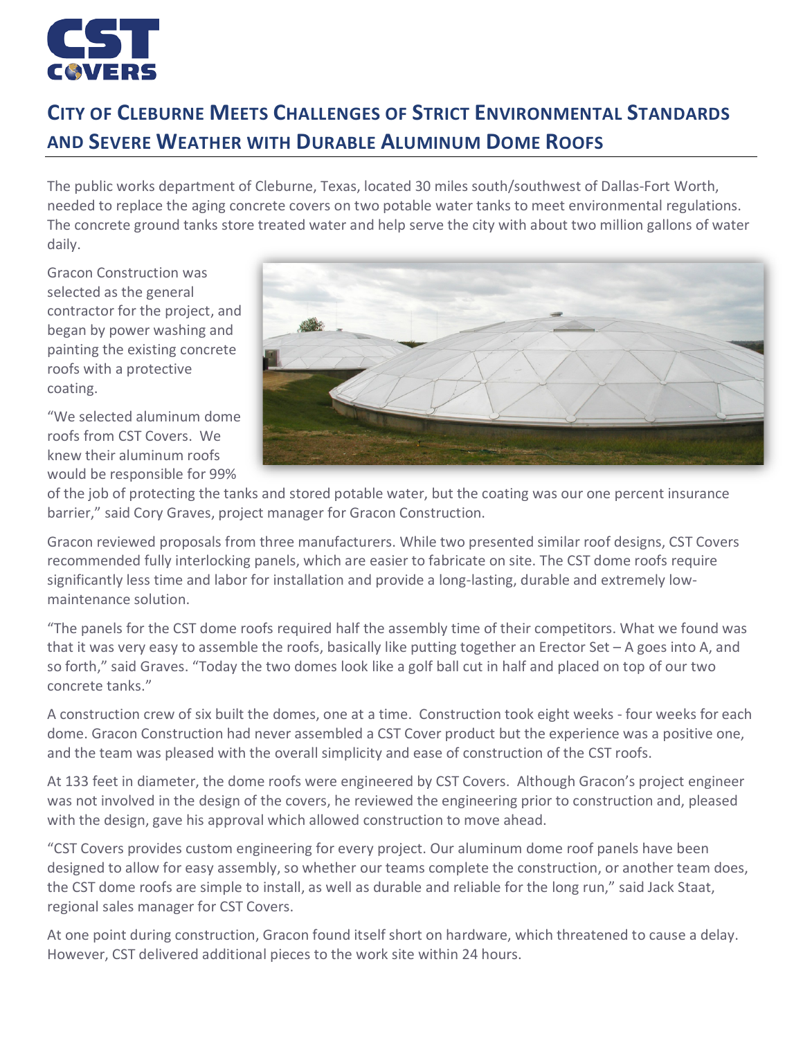# City of Cleburne Meets Challenges of Strict Environmental Standards and Severe Weather with Durable Aluminum Dome Roofs

The public works department of Cleburne, Texas, located 30 miles south/southwest of Dallas-Fort Worth, needed to replace the aging concrete covers on two potable water tanks to meet environmental regulations. The concrete ground tanks store treated water and help serve the city with about two million gallons of water daily.

Gracon Construction was selected as the general contractor for the project, and began by power washing and painting the existing concrete roofs with a protective coating.

"We selected aluminum dome roofs from CST Covers. We knew their aluminum roofs would be responsible for 99% of the job of protecting the tanks and stored potable water, but the coating was our one percent insurance barrier," said Cory Graves, project manager for Gracon Construction.

Gracon reviewed proposals from three manufacturers. While two presented similar roof designs, CST Covers recommended fully interlocking panels, which are easier to fabricate on site. The CST dome roofs require significantly less time and labor for installation and provide a long-lasting, durable and extremely low-maintenance solution.

"The panels for the CST dome roofs required half the assembly time of their competitors. What we found was that it was very easy to assemble the roofs, basically like putting together an Erector Set – A goes into A, and so forth," said Graves. "Today the two domes look like a golf ball cut in half and placed on top of our two concrete tanks."

A construction crew of six built the domes, one at a time. Construction took eight weeks - four weeks for each dome. Gracon Construction had never assembled a CST Cover product but the experience was a positive one, and the team was pleased with the overall simplicity and ease of construction of the CST roofs.

At 133 feet in diameter, the dome roofs were engineered by CST Covers. Although Gracon's project engineer was not involved in the design of the covers, he reviewed the engineering prior to construction and, pleased with the design, gave his approval which allowed construction to move ahead.

"CST Covers provides custom engineering for every project. Our aluminum dome roof panels have been designed to allow for easy assembly, so whether our teams complete the construction, or another team does, the CST dome roofs are simple to install, as well as durable and reliable for the long run," said Jack Staat, regional sales manager for CST Covers.

At one point during construction, Gracon found itself short on hardware, which threatened to cause a delay. However, CST delivered additional pieces to the work site within 24 hours.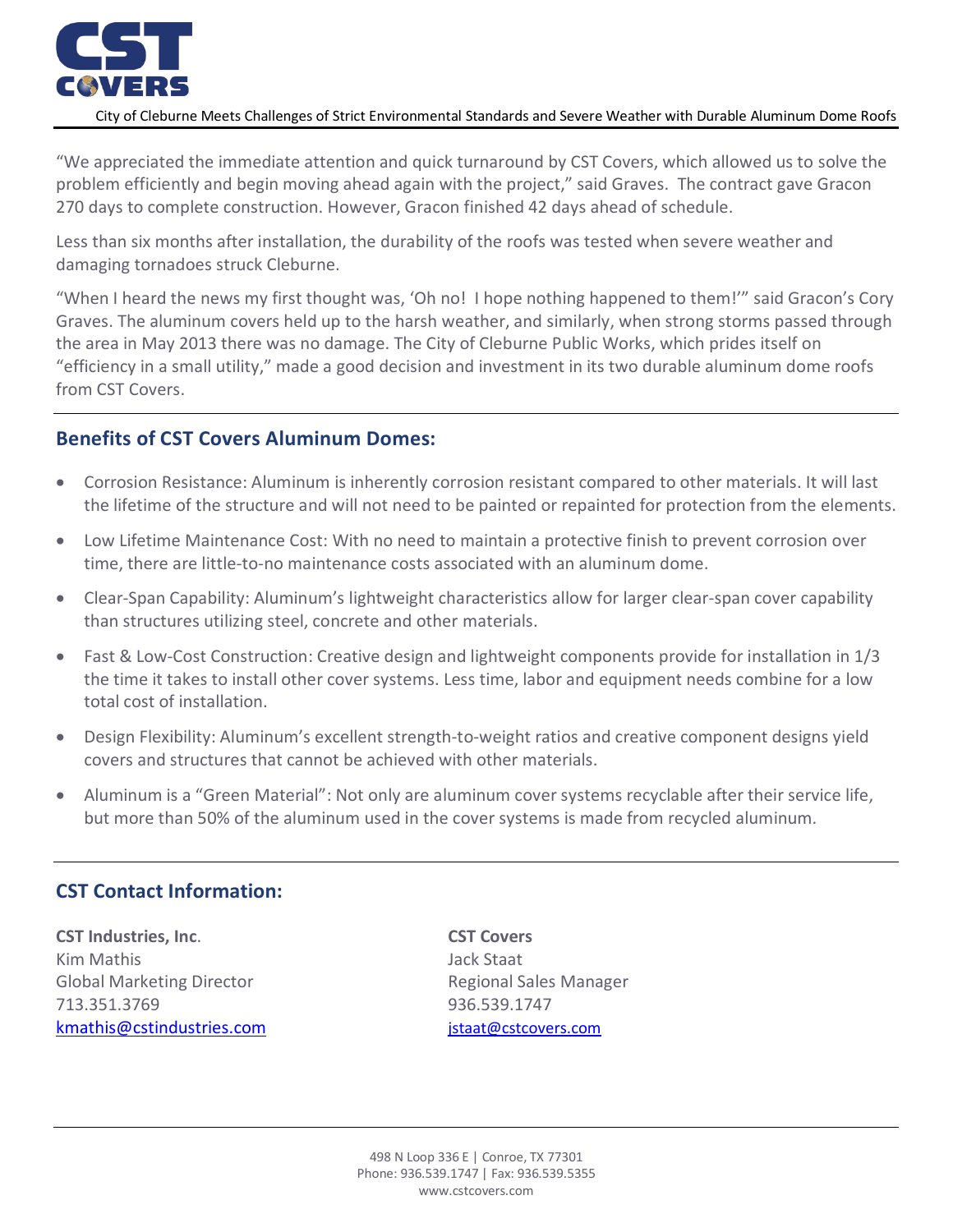"We appreciated the immediate attention and quick turnaround by CST Covers, which allowed us to solve the problem efficiently and begin moving ahead again with the project," said Graves. The contract gave Gracon 270 days to complete construction. However, Gracon finished 42 days ahead of schedule.

Less than six months after installation, the durability of the roofs was tested when severe weather and damaging tornadoes struck Cleburne.

"When I heard the news my first thought was, 'Oh no! I hope nothing happened to them!'" said Gracon's Cory Graves. The aluminum covers held up to the harsh weather, and similarly, when strong storms passed through the area in May 2013 there was no damage. The City of Cleburne Public Works, which prides itself on "efficiency in a small utility," made a good decision and investment in its two durable aluminum dome roofs from CST Covers.

## Benefits of CST Covers Aluminum Domes:

- Corrosion Resistance: Aluminum is inherently corrosion resistant compared to other materials. It will last the lifetime of the structure and will not need to be painted or repainted for protection from the elements.
- Low Lifetime Maintenance Cost: With no need to maintain a protective finish to prevent corrosion over time, there are little-to-no maintenance costs associated with an aluminum dome.
- Clear-Span Capability: Aluminum's lightweight characteristics allow for larger clear-span cover capability than structures utilizing steel, concrete and other materials.
- Fast & Low-Cost Construction: Creative design and lightweight components provide for installation in 1/3 the time it takes to install other cover systems. Less time, labor and equipment needs combine for a low total cost of installation.
- Design Flexibility: Aluminum's excellent strength-to-weight ratios and creative component designs yield covers and structures that cannot be achieved with other materials.
- Aluminum is a "Green Material": Not only are aluminum cover systems recyclable after their service life, but more than 50% of the aluminum used in the cover systems is made from recycled aluminum.

## CST Contact Information:

**CST Industries, Inc.**
Kim Mathis
Global Marketing Director
713.351.3769
kmathis@cstindustries.com

**CST Covers**
Jack Staat
Regional Sales Manager
936.539.1747
jstaat@cstcovers.com

498 N Loop 336 E | Conroe, TX 77301
Phone: 936.539.1747 | Fax: 936.539.5355
www.cstcovers.com